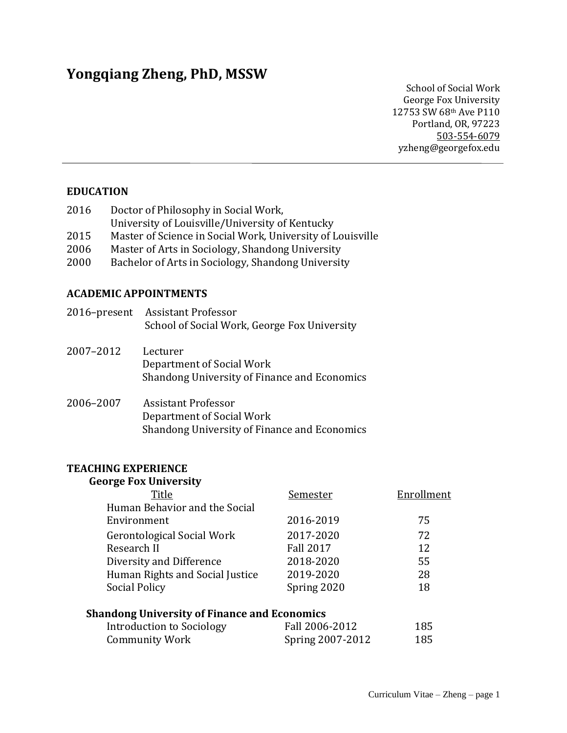# Yongqiang Zheng, PhD, MSSW

School of Social Work
George Fox University
12753 SW 68th Ave P110
Portland, OR, 97223
503-554-6079
yzheng@georgefox.edu

---

## EDUCATION

2016 Doctor of Philosophy in Social Work,
University of Louisville/University of Kentucky

2015 Master of Science in Social Work, University of Louisville

2006 Master of Arts in Sociology, Shandong University

2000 Bachelor of Arts in Sociology, Shandong University

## ACADEMIC APPOINTMENTS

2016–present Assistant Professor
School of Social Work, George Fox University

2007–2012 Lecturer
Department of Social Work
Shandong University of Finance and Economics

2006–2007 Assistant Professor
Department of Social Work
Shandong University of Finance and Economics

## TEACHING EXPERIENCE

### George Fox University

| Title | Semester | Enrollment |
|---|---|---|
| Human Behavior and the Social Environment | 2016-2019 | 75 |
| Gerontological Social Work | 2017-2020 | 72 |
| Research II | Fall 2017 | 12 |
| Diversity and Difference | 2018-2020 | 55 |
| Human Rights and Social Justice | 2019-2020 | 28 |
| Social Policy | Spring 2020 | 18 |

### Shandong University of Finance and Economics

| Title | Semester | Enrollment |
|---|---|---|
| Introduction to Sociology | Fall 2006-2012 | 185 |
| Community Work | Spring 2007-2012 | 185 |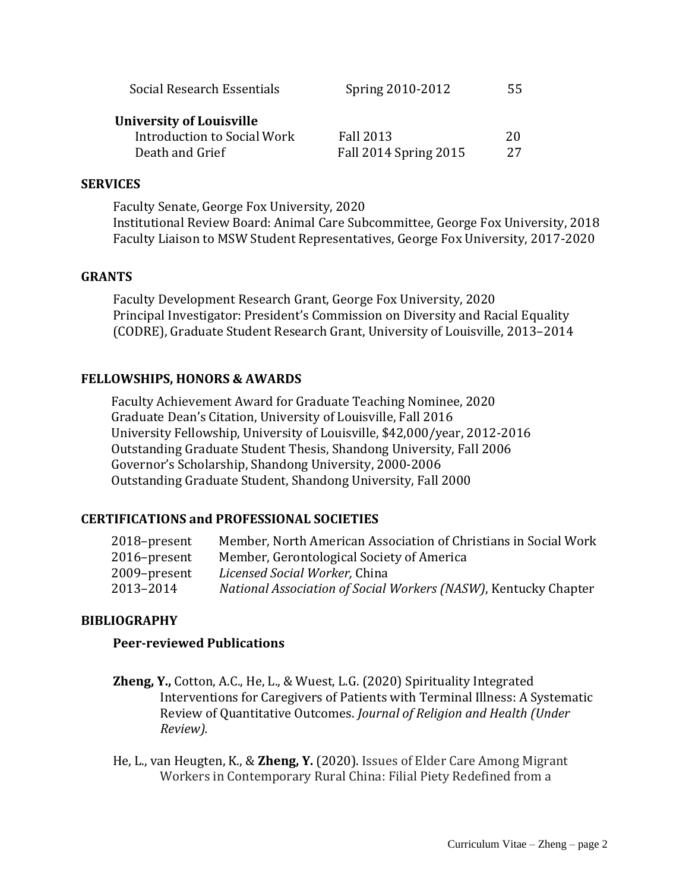| | | |
|---|---|---|
| Social Research Essentials | Spring 2010-2012 | 55 |
| **University of Louisville** | | |
| Introduction to Social Work | Fall 2013 | 20 |
| Death and Grief | Fall 2014 Spring 2015 | 27 |

## SERVICES

Faculty Senate, George Fox University, 2020
Institutional Review Board: Animal Care Subcommittee, George Fox University, 2018
Faculty Liaison to MSW Student Representatives, George Fox University, 2017-2020

## GRANTS

Faculty Development Research Grant, George Fox University, 2020
Principal Investigator: President's Commission on Diversity and Racial Equality (CODRE), Graduate Student Research Grant, University of Louisville, 2013–2014

## FELLOWSHIPS, HONORS & AWARDS

Faculty Achievement Award for Graduate Teaching Nominee, 2020
Graduate Dean's Citation, University of Louisville, Fall 2016
University Fellowship, University of Louisville, $42,000/year, 2012-2016
Outstanding Graduate Student Thesis, Shandong University, Fall 2006
Governor's Scholarship, Shandong University, 2000-2006
Outstanding Graduate Student, Shandong University, Fall 2000

## CERTIFICATIONS and PROFESSIONAL SOCIETIES

| | |
|---|---|
| 2018–present | Member, North American Association of Christians in Social Work |
| 2016–present | Member, Gerontological Society of America |
| 2009–present | *Licensed Social Worker,* China |
| 2013–2014 | *National Association of Social Workers (NASW)*, Kentucky Chapter |

## BIBLIOGRAPHY

### Peer-reviewed Publications

**Zheng, Y.,** Cotton, A.C., He, L., & Wuest, L.G. (2020) Spirituality Integrated Interventions for Caregivers of Patients with Terminal Illness: A Systematic Review of Quantitative Outcomes. *Journal of Religion and Health (Under Review).*

He, L., van Heugten, K., & **Zheng, Y.** (2020). Issues of Elder Care Among Migrant Workers in Contemporary Rural China: Filial Piety Redefined from a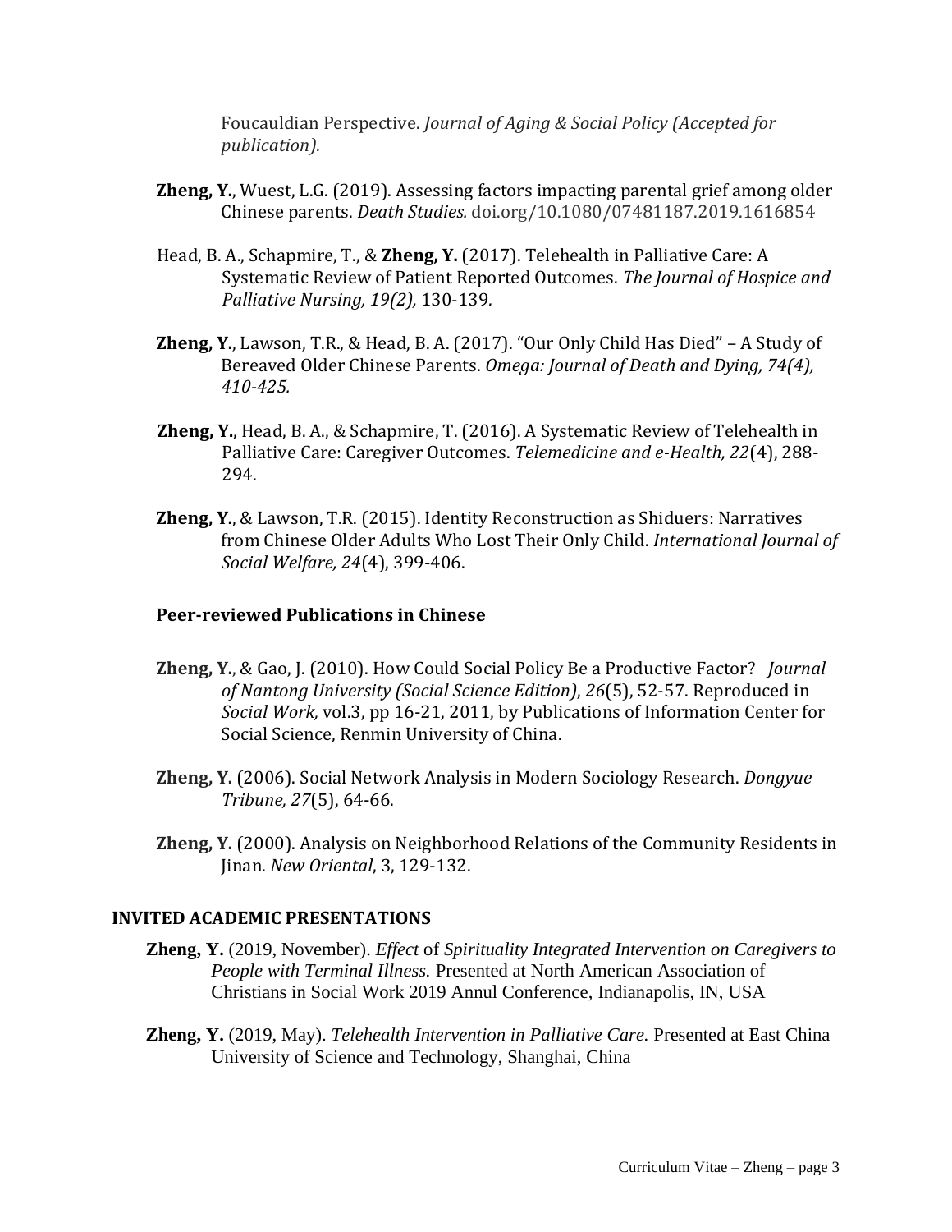Foucauldian Perspective. *Journal of Aging & Social Policy (Accepted for publication).*

**Zheng, Y.**, Wuest, L.G. (2019). Assessing factors impacting parental grief among older Chinese parents. *Death Studies.* doi.org/10.1080/07481187.2019.1616854

Head, B. A., Schapmire, T., & **Zheng, Y.** (2017). Telehealth in Palliative Care: A Systematic Review of Patient Reported Outcomes. *The Journal of Hospice and Palliative Nursing, 19(2),* 130-139*.*

**Zheng, Y.**, Lawson, T.R., & Head, B. A. (2017). "Our Only Child Has Died" – A Study of Bereaved Older Chinese Parents. *Omega: Journal of Death and Dying, 74(4), 410-425.*

**Zheng, Y.**, Head, B. A., & Schapmire, T. (2016). A Systematic Review of Telehealth in Palliative Care: Caregiver Outcomes. *Telemedicine and e-Health, 22*(4), 288-294.

**Zheng, Y.**, & Lawson, T.R. (2015). Identity Reconstruction as Shiduers: Narratives from Chinese Older Adults Who Lost Their Only Child. *International Journal of Social Welfare, 24*(4), 399-406.

### Peer-reviewed Publications in Chinese

**Zheng, Y.**, & Gao, J. (2010). How Could Social Policy Be a Productive Factor? *Journal of Nantong University (Social Science Edition)*, *26*(5), 52-57. Reproduced in *Social Work,* vol.3, pp 16-21, 2011, by Publications of Information Center for Social Science, Renmin University of China.

**Zheng, Y.** (2006). Social Network Analysis in Modern Sociology Research. *Dongyue Tribune, 27*(5), 64-66.

**Zheng, Y.** (2000). Analysis on Neighborhood Relations of the Community Residents in Jinan. *New Oriental*, 3, 129-132.

## INVITED ACADEMIC PRESENTATIONS

**Zheng, Y.** (2019, November). *Effect* of *Spirituality Integrated Intervention on Caregivers to People with Terminal Illness.* Presented at North American Association of Christians in Social Work 2019 Annul Conference, Indianapolis, IN, USA

**Zheng, Y.** (2019, May). *Telehealth Intervention in Palliative Care.* Presented at East China University of Science and Technology, Shanghai, China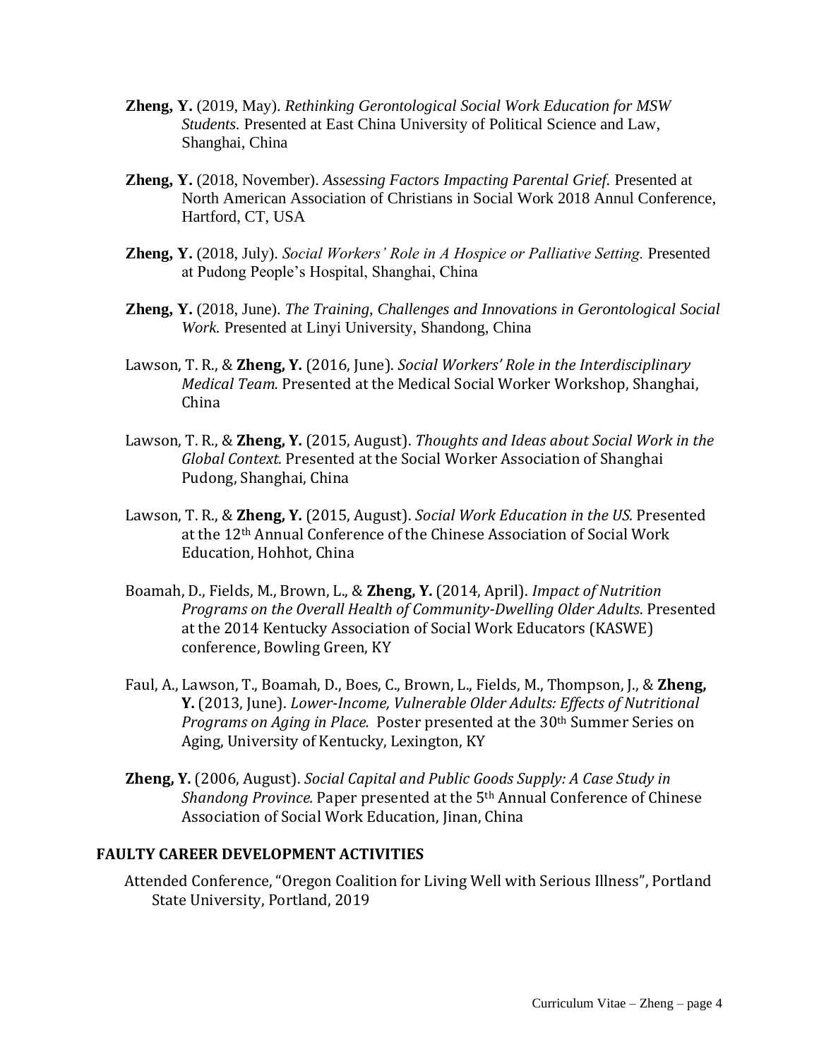**Zheng, Y.** (2019, May). *Rethinking Gerontological Social Work Education for MSW Students.* Presented at East China University of Political Science and Law, Shanghai, China

**Zheng, Y.** (2018, November). *Assessing Factors Impacting Parental Grief.* Presented at North American Association of Christians in Social Work 2018 Annul Conference, Hartford, CT, USA

**Zheng, Y.** (2018, July). *Social Workers' Role in A Hospice or Palliative Setting.* Presented at Pudong People's Hospital, Shanghai, China

**Zheng, Y.** (2018, June). *The Training, Challenges and Innovations in Gerontological Social Work.* Presented at Linyi University, Shandong, China

Lawson, T. R., & **Zheng, Y.** (2016, June). *Social Workers' Role in the Interdisciplinary Medical Team.* Presented at the Medical Social Worker Workshop, Shanghai, China

Lawson, T. R., & **Zheng, Y.** (2015, August). *Thoughts and Ideas about Social Work in the Global Context.* Presented at the Social Worker Association of Shanghai Pudong, Shanghai, China

Lawson, T. R., & **Zheng, Y.** (2015, August). *Social Work Education in the US.* Presented at the 12th Annual Conference of the Chinese Association of Social Work Education, Hohhot, China

Boamah, D., Fields, M., Brown, L., & **Zheng, Y.** (2014, April). *Impact of Nutrition Programs on the Overall Health of Community-Dwelling Older Adults.* Presented at the 2014 Kentucky Association of Social Work Educators (KASWE) conference, Bowling Green, KY

Faul, A., Lawson, T., Boamah, D., Boes, C., Brown, L., Fields, M., Thompson, J., & **Zheng, Y.** (2013, June). *Lower-Income, Vulnerable Older Adults: Effects of Nutritional Programs on Aging in Place.* Poster presented at the 30th Summer Series on Aging, University of Kentucky, Lexington, KY

**Zheng, Y.** (2006, August). *Social Capital and Public Goods Supply: A Case Study in Shandong Province.* Paper presented at the 5th Annual Conference of Chinese Association of Social Work Education, Jinan, China

## FAULTY CAREER DEVELOPMENT ACTIVITIES

Attended Conference, "Oregon Coalition for Living Well with Serious Illness", Portland State University, Portland, 2019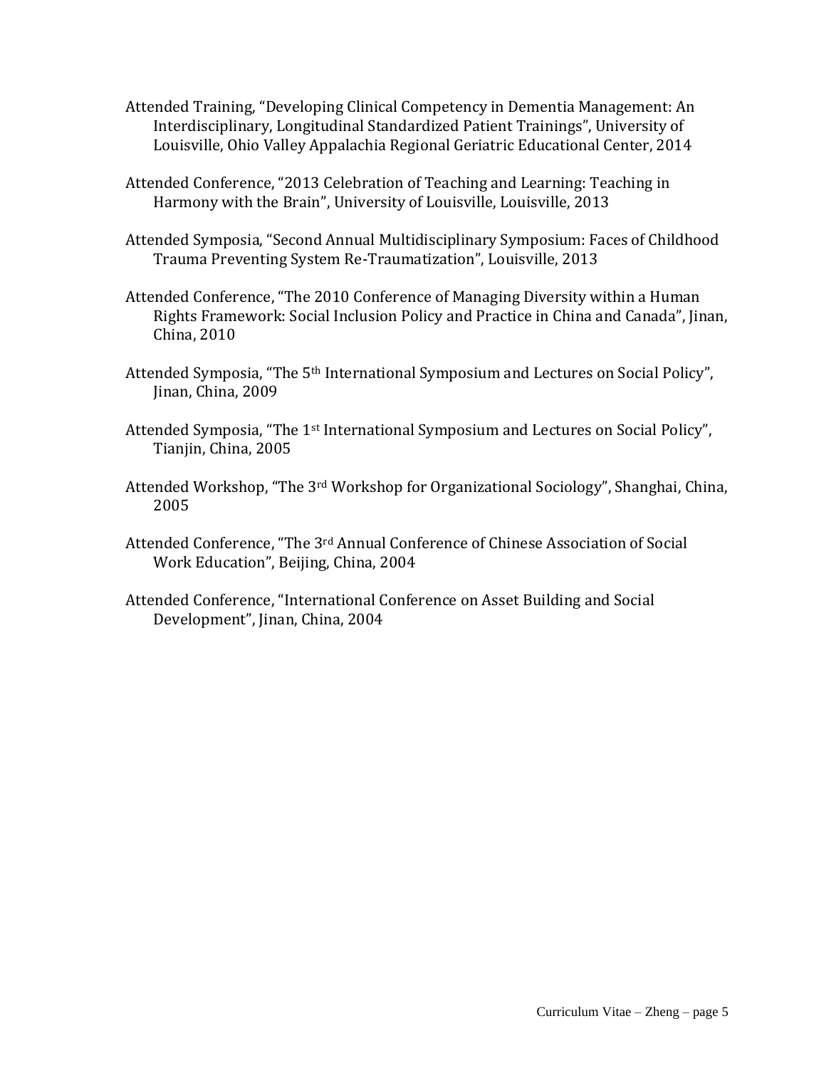Attended Training, “Developing Clinical Competency in Dementia Management: An Interdisciplinary, Longitudinal Standardized Patient Trainings”, University of Louisville, Ohio Valley Appalachia Regional Geriatric Educational Center, 2014

Attended Conference, “2013 Celebration of Teaching and Learning: Teaching in Harmony with the Brain”, University of Louisville, Louisville, 2013

Attended Symposia, “Second Annual Multidisciplinary Symposium: Faces of Childhood Trauma Preventing System Re-Traumatization”, Louisville, 2013

Attended Conference, “The 2010 Conference of Managing Diversity within a Human Rights Framework: Social Inclusion Policy and Practice in China and Canada”, Jinan, China, 2010

Attended Symposia, “The 5th International Symposium and Lectures on Social Policy”, Jinan, China, 2009

Attended Symposia, “The 1st International Symposium and Lectures on Social Policy”, Tianjin, China, 2005

Attended Workshop, “The 3rd Workshop for Organizational Sociology”, Shanghai, China, 2005

Attended Conference, “The 3rd Annual Conference of Chinese Association of Social Work Education”, Beijing, China, 2004

Attended Conference, “International Conference on Asset Building and Social Development”, Jinan, China, 2004